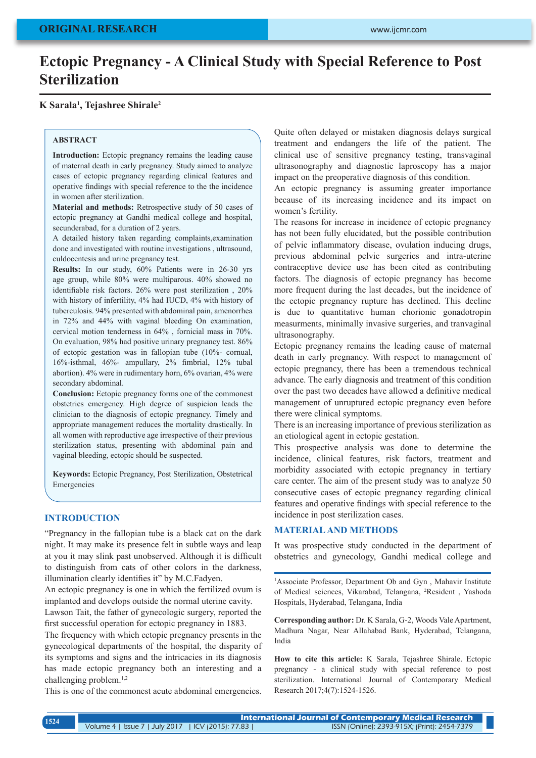# Ectopic Pregnancy - A Clinical Study with Special Reference to Post Sterilization

**K Sarala[1], Tejashree Shirale[2]**

## ABSTRACT

**Introduction:** Ectopic pregnancy remains the leading cause of maternal death in early pregnancy. Study aimed to analyze cases of ectopic pregnancy regarding clinical features and operative findings with special reference to the the incidence in women after sterilization.

**Material and methods:** Retrospective study of 50 cases of ectopic pregnancy at Gandhi medical college and hospital, secunderabad, for a duration of 2 years.

A detailed history taken regarding complaints,examination done and investigated with routine investigations , ultrasound, culdocentesis and urine pregnancy test.

**Results:** In our study, 60% Patients were in 26-30 yrs age group, while 80% were multiparous. 40% showed no identifiable risk factors. 26% were post sterilization , 20% with history of infertility, 4% had IUCD, 4% with history of tuberculosis. 94% presented with abdominal pain, amenorrhea in 72% and 44% with vaginal bleeding On examination, cervical motion tenderness in 64% , fornicial mass in 70%. On evaluation, 98% had positive urinary pregnancy test. 86% of ectopic gestation was in fallopian tube (10%- cornual, 16%-isthmal, 46%- ampullary, 2% fimbrial, 12% tubal abortion). 4% were in rudimentary horn, 6% ovarian, 4% were secondary abdominal.

**Conclusion:** Ectopic pregnancy forms one of the commonest obstetrics emergency. High degree of suspicion leads the clinician to the diagnosis of ectopic pregnancy. Timely and appropriate management reduces the mortality drastically. In all women with reproductive age irrespective of their previous sterilization status, presenting with abdominal pain and vaginal bleeding, ectopic should be suspected.

**Keywords:** Ectopic Pregnancy, Post Sterilization, Obstetrical Emergencies

## INTRODUCTION

"Pregnancy in the fallopian tube is a black cat on the dark night. It may make its presence felt in subtle ways and leap at you it may slink past unobserved. Although it is difficult to distinguish from cats of other colors in the darkness, illumination clearly identifies it" by M.C.Fadyen.

An ectopic pregnancy is one in which the fertilized ovum is implanted and develops outside the normal uterine cavity.

Lawson Tait, the father of gynecologic surgery, reported the first successful operation for ectopic pregnancy in 1883.

The frequency with which ectopic pregnancy presents in the gynecological departments of the hospital, the disparity of its symptoms and signs and the intricacies in its diagnosis has made ectopic pregnancy both an interesting and a challenging problem.[1,2]

This is one of the commonest acute abdominal emergencies. Quite often delayed or mistaken diagnosis delays surgical treatment and endangers the life of the patient. The clinical use of sensitive pregnancy testing, transvaginal ultrasonography and diagnostic laproscopy has a major impact on the preoperative diagnosis of this condition.

An ectopic pregnancy is assuming greater importance because of its increasing incidence and its impact on women's fertility.

The reasons for increase in incidence of ectopic pregnancy has not been fully elucidated, but the possible contribution of pelvic inflammatory disease, ovulation inducing drugs, previous abdominal pelvic surgeries and intra-uterine contraceptive device use has been cited as contributing factors. The diagnosis of ectopic pregnancy has become more frequent during the last decades, but the incidence of the ectopic pregnancy rupture has declined. This decline is due to quantitative human chorionic gonadotropin measurments, minimally invasive surgeries, and tranvaginal ultrasonography.

Ectopic pregnancy remains the leading cause of maternal death in early pregnancy. With respect to management of ectopic pregnancy, there has been a tremendous technical advance. The early diagnosis and treatment of this condition over the past two decades have allowed a definitive medical management of unruptured ectopic pregnancy even before there were clinical symptoms.

There is an increasing importance of previous sterilization as an etiological agent in ectopic gestation.

This prospective analysis was done to determine the incidence, clinical features, risk factors, treatment and morbidity associated with ectopic pregnancy in tertiary care center. The aim of the present study was to analyze 50 consecutive cases of ectopic pregnancy regarding clinical features and operative findings with special reference to the incidence in post sterilization cases.

## MATERIAL AND METHODS

It was prospective study conducted in the department of obstetrics and gynecology, Gandhi medical college and

[1]Associate Professor, Department Ob and Gyn , Mahavir Institute of Medical sciences, Vikarabad, Telangana, [2]Resident , Yashoda Hospitals, Hyderabad, Telangana, India

**Corresponding author:** Dr. K Sarala, G-2, Woods Vale Apartment, Madhura Nagar, Near Allahabad Bank, Hyderabad, Telangana, India

**How to cite this article:** K Sarala, Tejashree Shirale. Ectopic pregnancy - a clinical study with special reference to post sterilization. International Journal of Contemporary Medical Research 2017;4(7):1524-1526.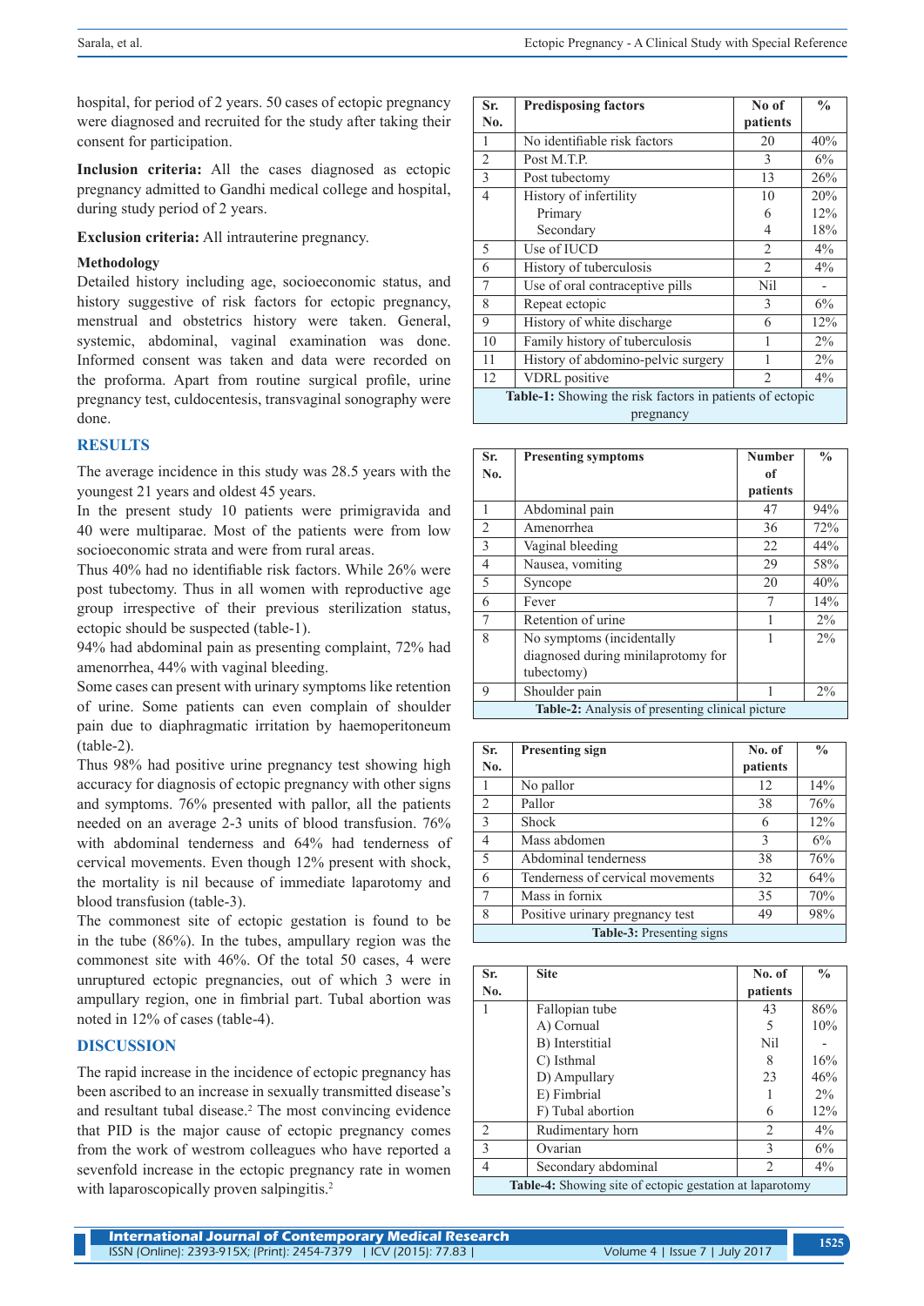hospital, for period of 2 years. 50 cases of ectopic pregnancy were diagnosed and recruited for the study after taking their consent for participation.

**Inclusion criteria:** All the cases diagnosed as ectopic pregnancy admitted to Gandhi medical college and hospital, during study period of 2 years.

**Exclusion criteria:** All intrauterine pregnancy.

**Methodology**

Detailed history including age, socioeconomic status, and history suggestive of risk factors for ectopic pregnancy, menstrual and obstetrics history were taken. General, systemic, abdominal, vaginal examination was done. Informed consent was taken and data were recorded on the proforma. Apart from routine surgical profile, urine pregnancy test, culdocentesis, transvaginal sonography were done.

## RESULTS

The average incidence in this study was 28.5 years with the youngest 21 years and oldest 45 years.

In the present study 10 patients were primigravida and 40 were multiparae. Most of the patients were from low socioeconomic strata and were from rural areas.

Thus 40% had no identifiable risk factors. While 26% were post tubectomy. Thus in all women with reproductive age group irrespective of their previous sterilization status, ectopic should be suspected (table-1).

94% had abdominal pain as presenting complaint, 72% had amenorrhea, 44% with vaginal bleeding.

Some cases can present with urinary symptoms like retention of urine. Some patients can even complain of shoulder pain due to diaphragmatic irritation by haemoperitoneum (table-2).

Thus 98% had positive urine pregnancy test showing high accuracy for diagnosis of ectopic pregnancy with other signs and symptoms. 76% presented with pallor, all the patients needed on an average 2-3 units of blood transfusion. 76% with abdominal tenderness and 64% had tenderness of cervical movements. Even though 12% present with shock, the mortality is nil because of immediate laparotomy and blood transfusion (table-3).

The commonest site of ectopic gestation is found to be in the tube (86%). In the tubes, ampullary region was the commonest site with 46%. Of the total 50 cases, 4 were unruptured ectopic pregnancies, out of which 3 were in ampullary region, one in fimbrial part. Tubal abortion was noted in 12% of cases (table-4).

## DISCUSSION

The rapid increase in the incidence of ectopic pregnancy has been ascribed to an increase in sexually transmitted disease's and resultant tubal disease.[2] The most convincing evidence that PID is the major cause of ectopic pregnancy comes from the work of westrom colleagues who have reported a sevenfold increase in the ectopic pregnancy rate in women with laparoscopically proven salpingitis.[2]

| Sr. No. | Predisposing factors | No of patients | % |
|---|---|---|---|
| 1 | No identifiable risk factors | 20 | 40% |
| 2 | Post M.T.P. | 3 | 6% |
| 3 | Post tubectomy | 13 | 26% |
| 4 | History of infertility | 10 | 20% |
| | Primary | 6 | 12% |
| | Secondary | 4 | 18% |
| 5 | Use of IUCD | 2 | 4% |
| 6 | History of tuberculosis | 2 | 4% |
| 7 | Use of oral contraceptive pills | Nil | - |
| 8 | Repeat ectopic | 3 | 6% |
| 9 | History of white discharge | 6 | 12% |
| 10 | Family history of tuberculosis | 1 | 2% |
| 11 | History of abdomino-pelvic surgery | 1 | 2% |
| 12 | VDRL positive | 2 | 4% |

**Table-1:** Showing the risk factors in patients of ectopic pregnancy

| Sr. No. | Presenting symptoms | Number of patients | % |
|---|---|---|---|
| 1 | Abdominal pain | 47 | 94% |
| 2 | Amenorrhea | 36 | 72% |
| 3 | Vaginal bleeding | 22 | 44% |
| 4 | Nausea, vomiting | 29 | 58% |
| 5 | Syncope | 20 | 40% |
| 6 | Fever | 7 | 14% |
| 7 | Retention of urine | 1 | 2% |
| 8 | No symptoms (incidentally diagnosed during minilaprotomy for tubectomy) | 1 | 2% |
| 9 | Shoulder pain | 1 | 2% |

**Table-2:** Analysis of presenting clinical picture

| Sr. No. | Presenting sign | No. of patients | % |
|---|---|---|---|
| 1 | No pallor | 12 | 14% |
| 2 | Pallor | 38 | 76% |
| 3 | Shock | 6 | 12% |
| 4 | Mass abdomen | 3 | 6% |
| 5 | Abdominal tenderness | 38 | 76% |
| 6 | Tenderness of cervical movements | 32 | 64% |
| 7 | Mass in fornix | 35 | 70% |
| 8 | Positive urinary pregnancy test | 49 | 98% |

**Table-3:** Presenting signs

| Sr. No. | Site | No. of patients | % |
|---|---|---|---|
| 1 | Fallopian tube | 43 | 86% |
| | A) Cornual | 5 | 10% |
| | B) Interstitial | Nil | - |
| | C) Isthmal | 8 | 16% |
| | D) Ampullary | 23 | 46% |
| | E) Fimbrial | 1 | 2% |
| | F) Tubal abortion | 6 | 12% |
| 2 | Rudimentary horn | 2 | 4% |
| 3 | Ovarian | 3 | 6% |
| 4 | Secondary abdominal | 2 | 4% |

**Table-4:** Showing site of ectopic gestation at laparotomy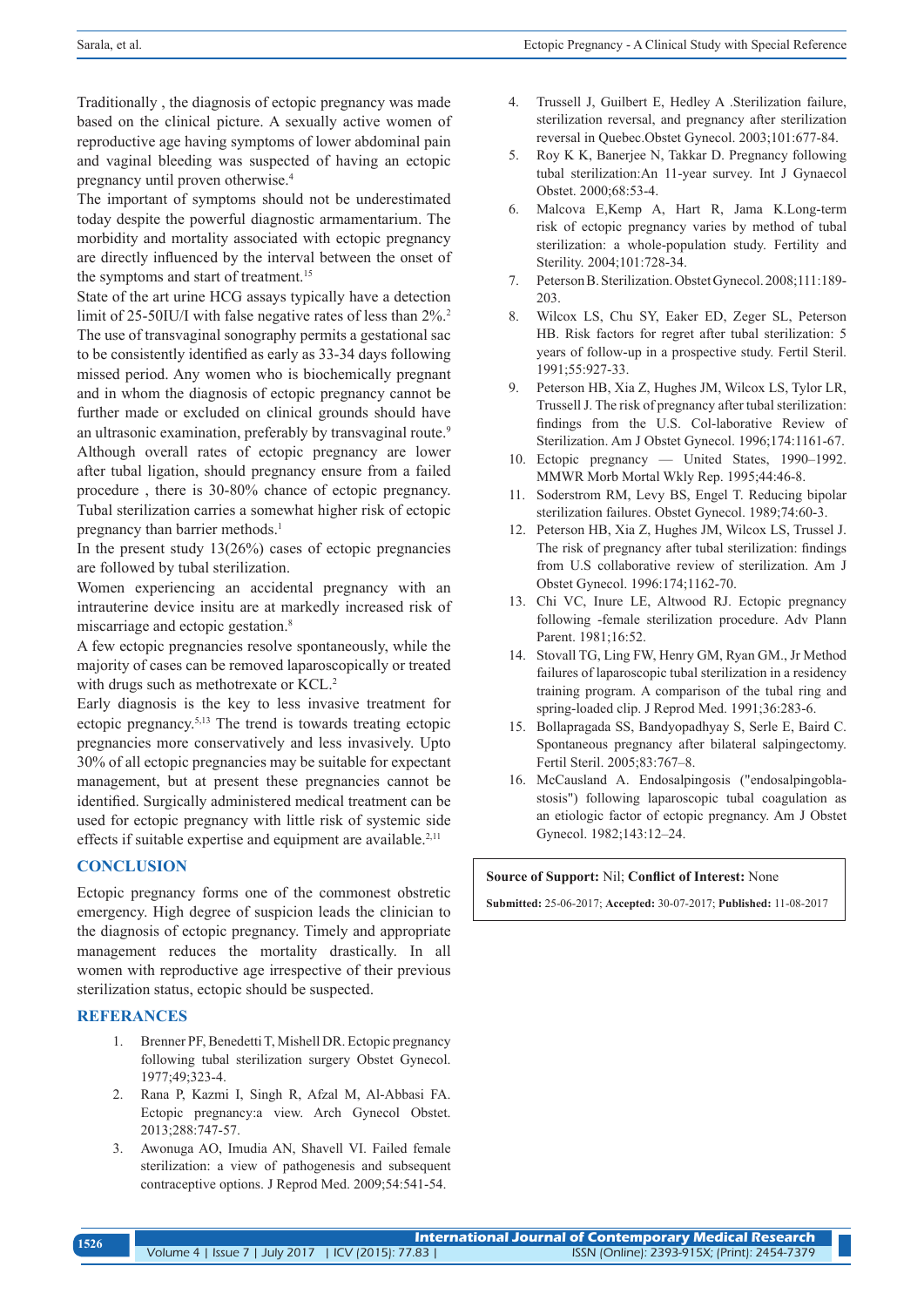Traditionally , the diagnosis of ectopic pregnancy was made based on the clinical picture. A sexually active women of reproductive age having symptoms of lower abdominal pain and vaginal bleeding was suspected of having an ectopic pregnancy until proven otherwise.[4]

The important of symptoms should not be underestimated today despite the powerful diagnostic armamentarium. The morbidity and mortality associated with ectopic pregnancy are directly influenced by the interval between the onset of the symptoms and start of treatment.[15]

State of the art urine HCG assays typically have a detection limit of 25-50IU/I with false negative rates of less than 2%.[2]

The use of transvaginal sonography permits a gestational sac to be consistently identified as early as 33-34 days following missed period. Any women who is biochemically pregnant and in whom the diagnosis of ectopic pregnancy cannot be further made or excluded on clinical grounds should have an ultrasonic examination, preferably by transvaginal route.[9]

Although overall rates of ectopic pregnancy are lower after tubal ligation, should pregnancy ensure from a failed procedure , there is 30-80% chance of ectopic pregnancy. Tubal sterilization carries a somewhat higher risk of ectopic pregnancy than barrier methods.[1]

In the present study 13(26%) cases of ectopic pregnancies are followed by tubal sterilization.

Women experiencing an accidental pregnancy with an intrauterine device insitu are at markedly increased risk of miscarriage and ectopic gestation.[8]

A few ectopic pregnancies resolve spontaneously, while the majority of cases can be removed laparoscopically or treated with drugs such as methotrexate or KCL.[2]

Early diagnosis is the key to less invasive treatment for ectopic pregnancy.[5,13] The trend is towards treating ectopic pregnancies more conservatively and less invasively. Upto 30% of all ectopic pregnancies may be suitable for expectant management, but at present these pregnancies cannot be identified. Surgically administered medical treatment can be used for ectopic pregnancy with little risk of systemic side effects if suitable expertise and equipment are available.[2,11]

## CONCLUSION

Ectopic pregnancy forms one of the commonest obstretic emergency. High degree of suspicion leads the clinician to the diagnosis of ectopic pregnancy. Timely and appropriate management reduces the mortality drastically. In all women with reproductive age irrespective of their previous sterilization status, ectopic should be suspected.

## REFERANCES

1. Brenner PF, Benedetti T, Mishell DR. Ectopic pregnancy following tubal sterilization surgery Obstet Gynecol. 1977;49;323-4.
2. Rana P, Kazmi I, Singh R, Afzal M, Al-Abbasi FA. Ectopic pregnancy:a view. Arch Gynecol Obstet. 2013;288:747-57.
3. Awonuga AO, Imudia AN, Shavell VI. Failed female sterilization: a view of pathogenesis and subsequent contraceptive options. J Reprod Med. 2009;54:541-54.
4. Trussell J, Guilbert E, Hedley A .Sterilization failure, sterilization reversal, and pregnancy after sterilization reversal in Quebec.Obstet Gynecol. 2003;101:677-84.
5. Roy K K, Banerjee N, Takkar D. Pregnancy following tubal sterilization:An 11-year survey. Int J Gynaecol Obstet. 2000;68:53-4.
6. Malcova E,Kemp A, Hart R, Jama K.Long-term risk of ectopic pregnancy varies by method of tubal sterilization: a whole-population study. Fertility and Sterility. 2004;101:728-34.
7. Peterson B. Sterilization. Obstet Gynecol. 2008;111:189-203.
8. Wilcox LS, Chu SY, Eaker ED, Zeger SL, Peterson HB. Risk factors for regret after tubal sterilization: 5 years of follow-up in a prospective study. Fertil Steril. 1991;55:927-33.
9. Peterson HB, Xia Z, Hughes JM, Wilcox LS, Tylor LR, Trussell J. The risk of pregnancy after tubal sterilization: findings from the U.S. Col-laborative Review of Sterilization. Am J Obstet Gynecol. 1996;174:1161-67.
10. Ectopic pregnancy — United States, 1990–1992. MMWR Morb Mortal Wkly Rep. 1995;44:46-8.
11. Soderstrom RM, Levy BS, Engel T. Reducing bipolar sterilization failures. Obstet Gynecol. 1989;74:60-3.
12. Peterson HB, Xia Z, Hughes JM, Wilcox LS, Trussel J. The risk of pregnancy after tubal sterilization: findings from U.S collaborative review of sterilization. Am J Obstet Gynecol. 1996:174;1162-70.
13. Chi VC, Inure LE, Altwood RJ. Ectopic pregnancy following -female sterilization procedure. Adv Plann Parent. 1981;16:52.
14. Stovall TG, Ling FW, Henry GM, Ryan GM., Jr Method failures of laparoscopic tubal sterilization in a residency training program. A comparison of the tubal ring and spring-loaded clip. J Reprod Med. 1991;36:283-6.
15. Bollapragada SS, Bandyopadhyay S, Serle E, Baird C. Spontaneous pregnancy after bilateral salpingectomy. Fertil Steril. 2005;83:767–8.
16. McCausland A. Endosalpingosis ("endosalpingoblastosis") following laparoscopic tubal coagulation as an etiologic factor of ectopic pregnancy. Am J Obstet Gynecol. 1982;143:12–24.

**Source of Support:** Nil; **Conflict of Interest:** None

**Submitted:** 25-06-2017; **Accepted:** 30-07-2017; **Published:** 11-08-2017